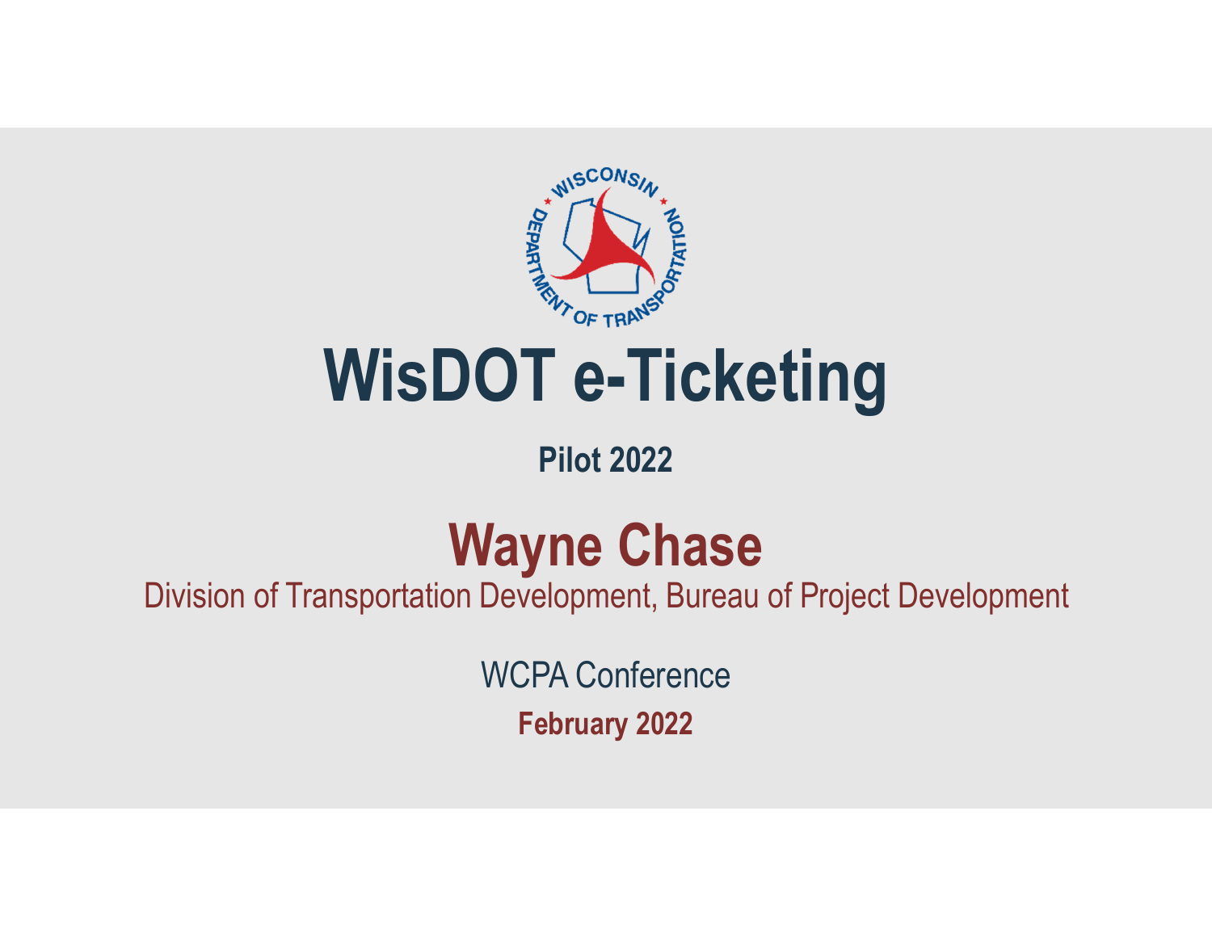# WisDOT e-Ticketing

**Pilot 2022**

## Wayne Chase

Division of Transportation Development, Bureau of Project Development

WCPA Conference

**February 2022**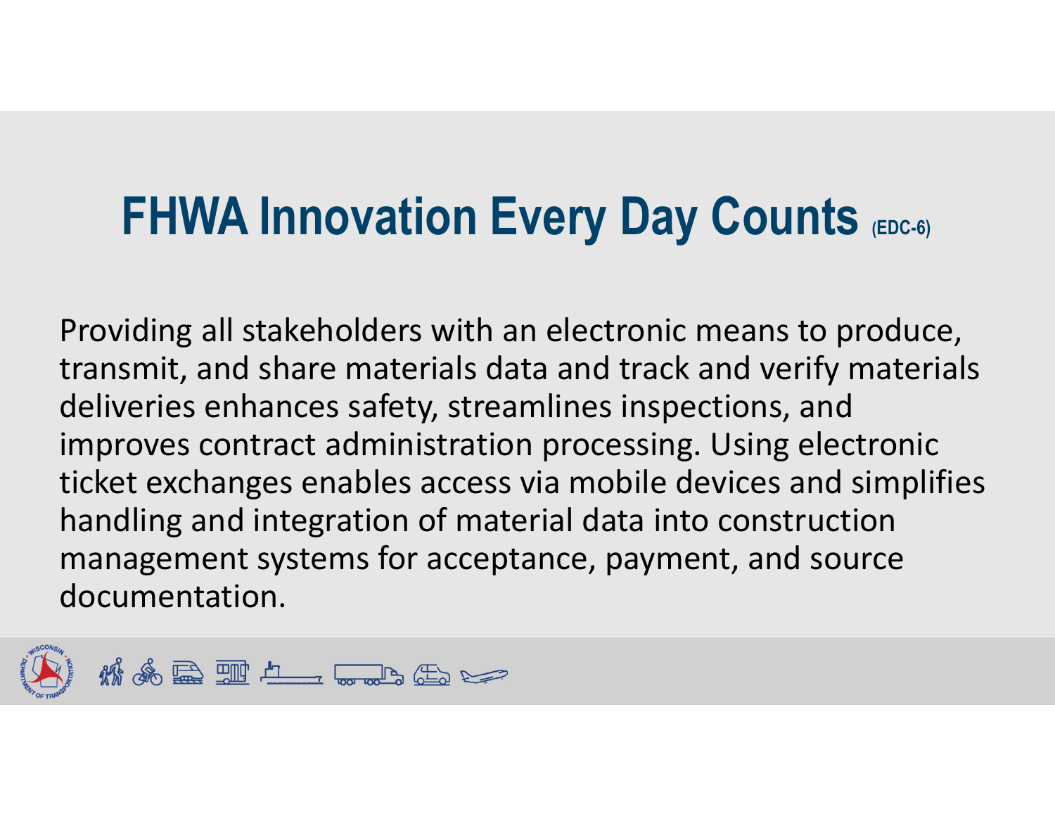# FHWA Innovation Every Day Counts (EDC-6)

Providing all stakeholders with an electronic means to produce, transmit, and share materials data and track and verify materials deliveries enhances safety, streamlines inspections, and improves contract administration processing. Using electronic ticket exchanges enables access via mobile devices and simplifies handling and integration of material data into construction management systems for acceptance, payment, and source documentation.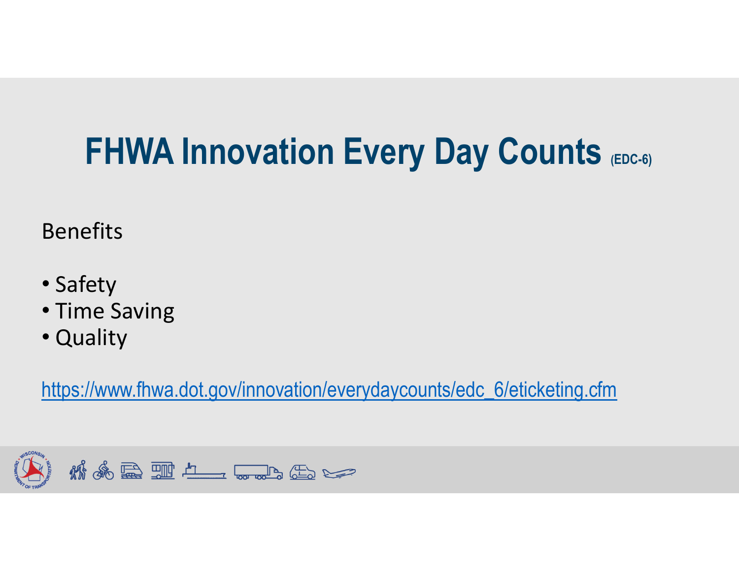# FHWA Innovation Every Day Counts (EDC-6)

Benefits

- Safety
- Time Saving
- Quality

https://www.fhwa.dot.gov/innovation/everydaycounts/edc_6/eticketing.cfm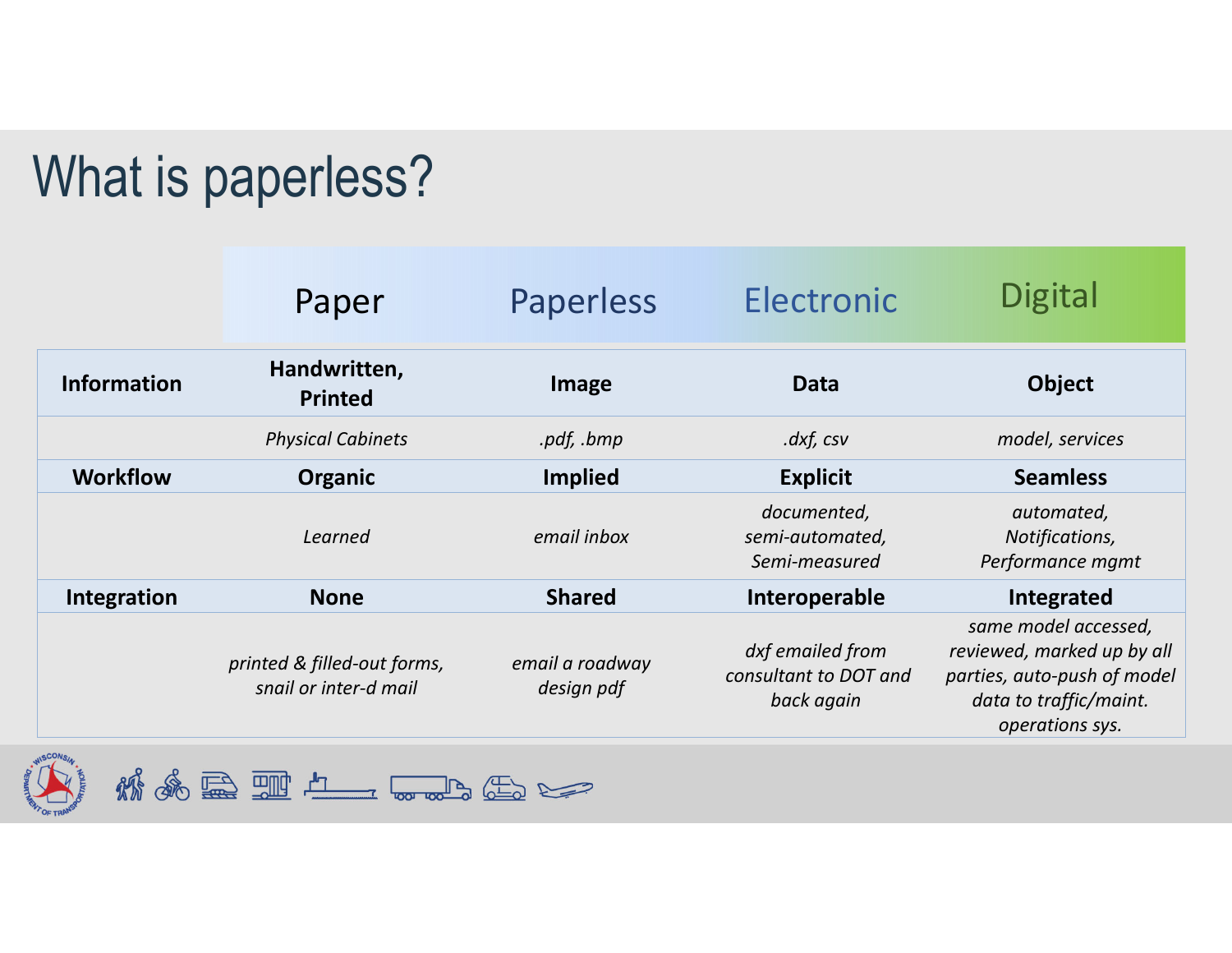# What is paperless?

| | Paper | Paperless | Electronic | Digital |
|---|---|---|---|---|
| **Information** | **Handwritten, Printed** | **Image** | **Data** | **Object** |
| | *Physical Cabinets* | *.pdf, .bmp* | *.dxf, csv* | *model, services* |
| **Workflow** | **Organic** | **Implied** | **Explicit** | **Seamless** |
| | *Learned* | *email inbox* | *documented, semi-automated, Semi-measured* | *automated, Notifications, Performance mgmt* |
| **Integration** | **None** | **Shared** | **Interoperable** | **Integrated** |
| | *printed & filled-out forms, snail or inter-d mail* | *email a roadway design pdf* | *dxf emailed from consultant to DOT and back again* | *same model accessed, reviewed, marked up by all parties, auto-push of model data to traffic/maint. operations sys.* |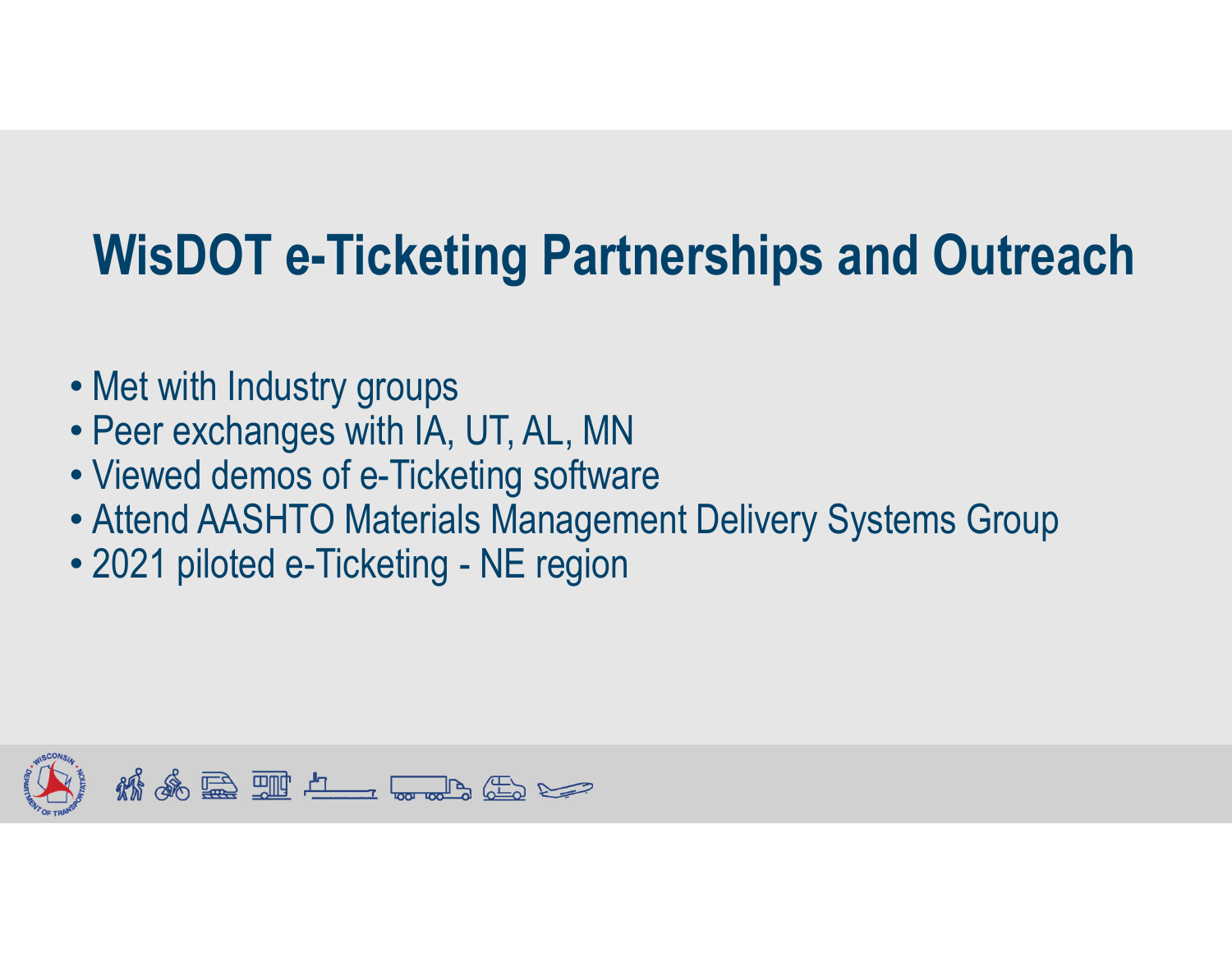# WisDOT e-Ticketing Partnerships and Outreach

- Met with Industry groups
- Peer exchanges with IA, UT, AL, MN
- Viewed demos of e-Ticketing software
- Attend AASHTO Materials Management Delivery Systems Group
- 2021 piloted e-Ticketing - NE region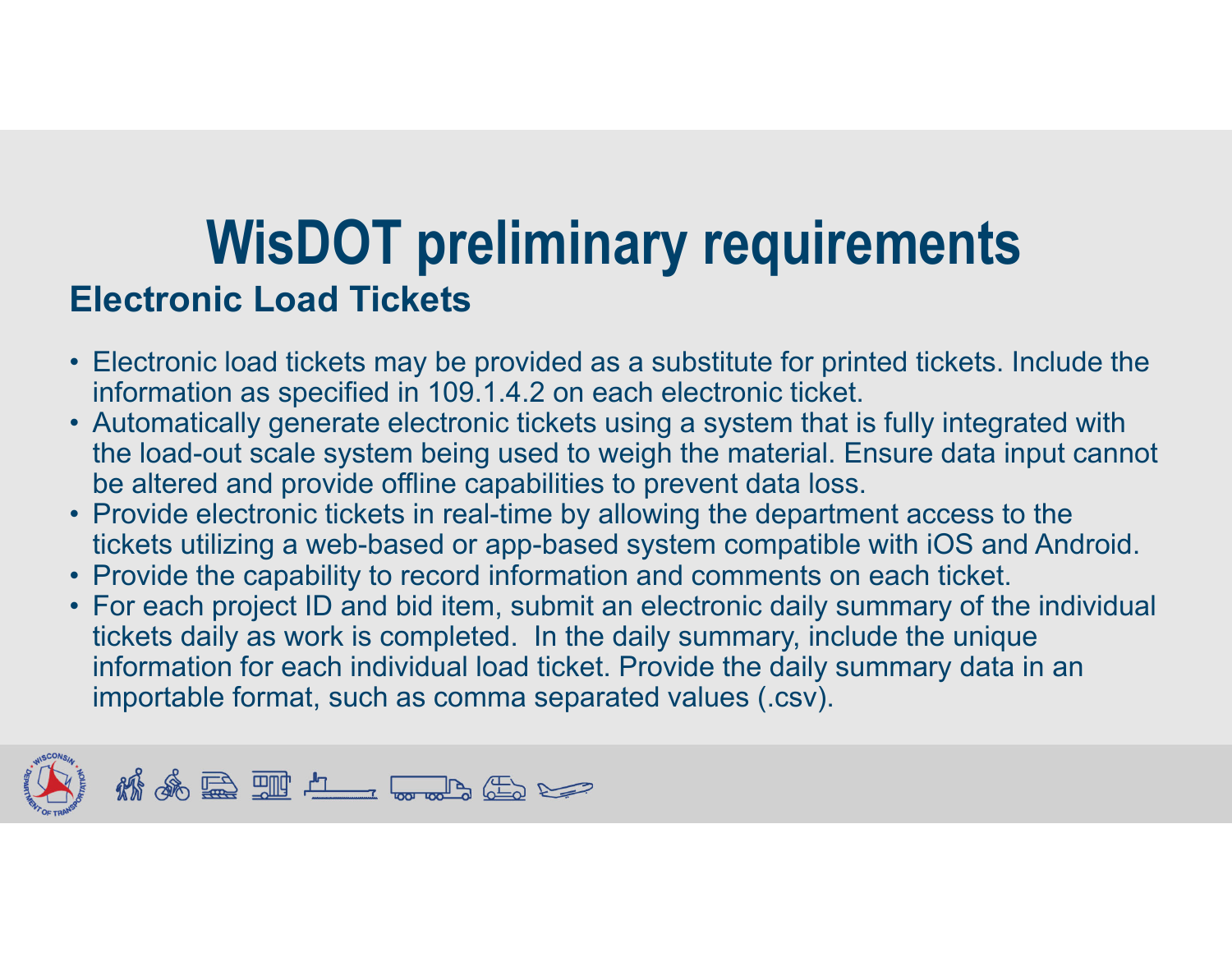# WisDOT preliminary requirements

## Electronic Load Tickets

- Electronic load tickets may be provided as a substitute for printed tickets. Include the information as specified in 109.1.4.2 on each electronic ticket.
- Automatically generate electronic tickets using a system that is fully integrated with the load-out scale system being used to weigh the material. Ensure data input cannot be altered and provide offline capabilities to prevent data loss.
- Provide electronic tickets in real-time by allowing the department access to the tickets utilizing a web-based or app-based system compatible with iOS and Android.
- Provide the capability to record information and comments on each ticket.
- For each project ID and bid item, submit an electronic daily summary of the individual tickets daily as work is completed. In the daily summary, include the unique information for each individual load ticket. Provide the daily summary data in an importable format, such as comma separated values (.csv).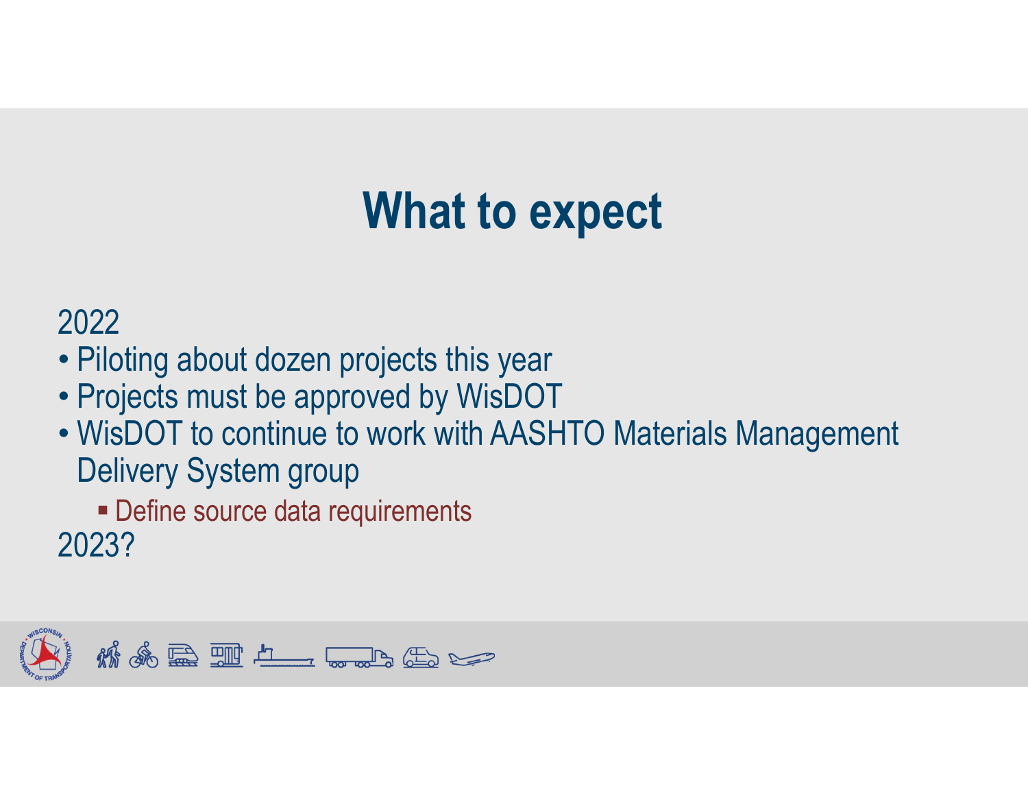# What to expect

2022

- Piloting about dozen projects this year
- Projects must be approved by WisDOT
- WisDOT to continue to work with AASHTO Materials Management Delivery System group
  - Define source data requirements

2023?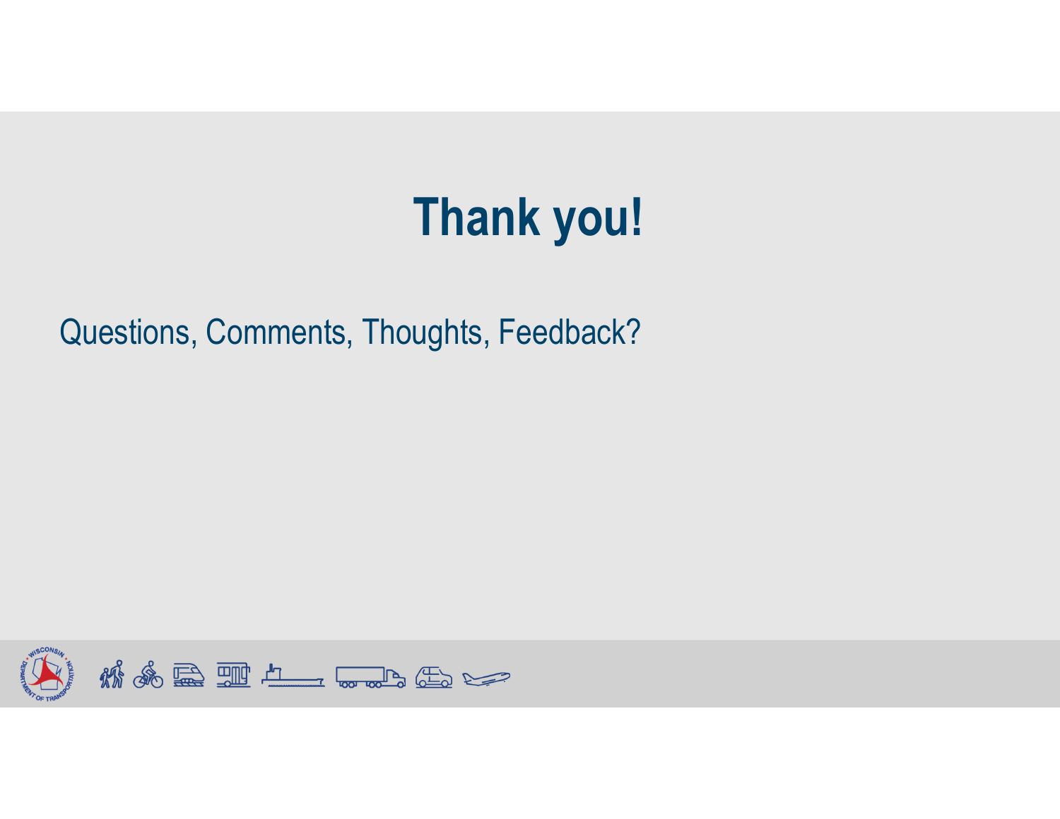# Thank you!

Questions, Comments, Thoughts, Feedback?